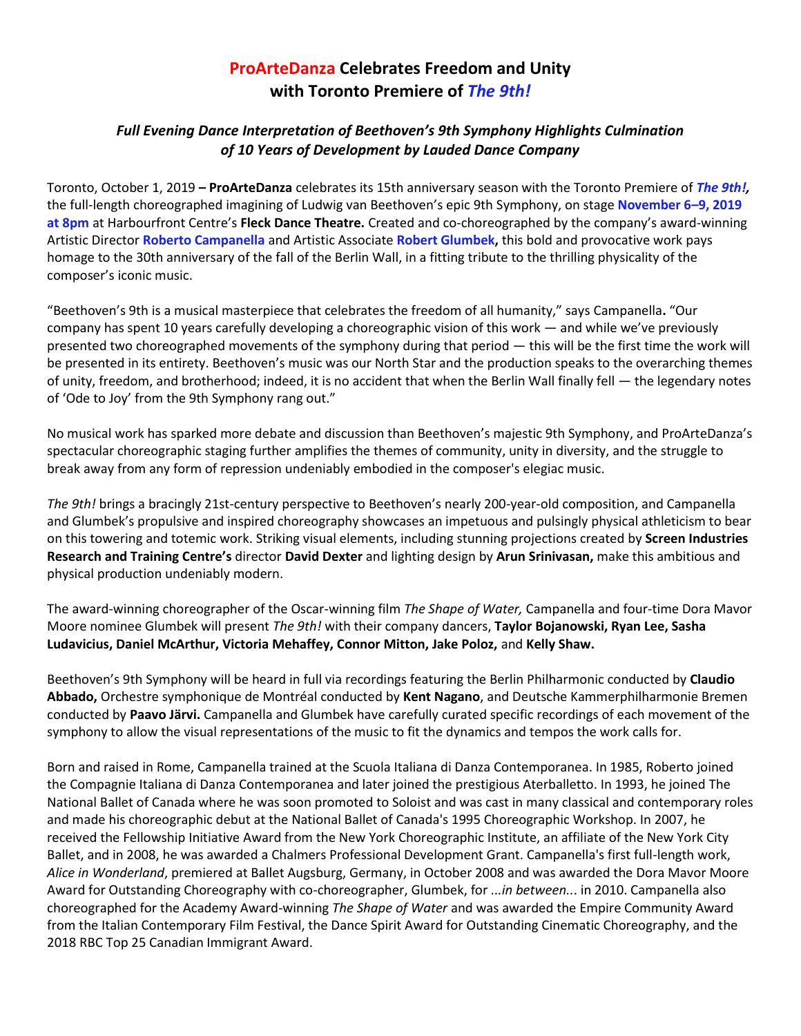# **ProArteDanza Celebrates Freedom and Unity with Toronto Premiere of *The 9th!***

### ***Full Evening Dance Interpretation of Beethoven's 9th Symphony Highlights Culmination of 10 Years of Development by Lauded Dance Company***

Toronto, October 1, 2019 **– ProArteDanza** celebrates its 15th anniversary season with the Toronto Premiere of ***The 9th!,*** the full-length choreographed imagining of Ludwig van Beethoven's epic 9th Symphony, on stage **November 6–9, 2019 at 8pm** at Harbourfront Centre's **Fleck Dance Theatre.** Created and co-choreographed by the company's award-winning Artistic Director **Roberto Campanella** and Artistic Associate **Robert Glumbek,** this bold and provocative work pays homage to the 30th anniversary of the fall of the Berlin Wall, in a fitting tribute to the thrilling physicality of the composer's iconic music.

"Beethoven's 9th is a musical masterpiece that celebrates the freedom of all humanity," says Campanella**.** "Our company has spent 10 years carefully developing a choreographic vision of this work — and while we've previously presented two choreographed movements of the symphony during that period — this will be the first time the work will be presented in its entirety. Beethoven's music was our North Star and the production speaks to the overarching themes of unity, freedom, and brotherhood; indeed, it is no accident that when the Berlin Wall finally fell — the legendary notes of 'Ode to Joy' from the 9th Symphony rang out."

No musical work has sparked more debate and discussion than Beethoven's majestic 9th Symphony, and ProArteDanza's spectacular choreographic staging further amplifies the themes of community, unity in diversity, and the struggle to break away from any form of repression undeniably embodied in the composer's elegiac music.

*The 9th!* brings a bracingly 21st-century perspective to Beethoven's nearly 200-year-old composition, and Campanella and Glumbek's propulsive and inspired choreography showcases an impetuous and pulsingly physical athleticism to bear on this towering and totemic work. Striking visual elements, including stunning projections created by **Screen Industries Research and Training Centre's** director **David Dexter** and lighting design by **Arun Srinivasan,** make this ambitious and physical production undeniably modern.

The award-winning choreographer of the Oscar-winning film *The Shape of Water,* Campanella and four-time Dora Mavor Moore nominee Glumbek will present *The 9th!* with their company dancers, **Taylor Bojanowski, Ryan Lee, Sasha Ludavicius, Daniel McArthur, Victoria Mehaffey, Connor Mitton, Jake Poloz,** and **Kelly Shaw.**

Beethoven's 9th Symphony will be heard in full via recordings featuring the Berlin Philharmonic conducted by **Claudio Abbado,** Orchestre symphonique de Montréal conducted by **Kent Nagano**, and Deutsche Kammerphilharmonie Bremen conducted by **Paavo Järvi.** Campanella and Glumbek have carefully curated specific recordings of each movement of the symphony to allow the visual representations of the music to fit the dynamics and tempos the work calls for.

Born and raised in Rome, Campanella trained at the Scuola Italiana di Danza Contemporanea. In 1985, Roberto joined the Compagnie Italiana di Danza Contemporanea and later joined the prestigious Aterballetto. In 1993, he joined The National Ballet of Canada where he was soon promoted to Soloist and was cast in many classical and contemporary roles and made his choreographic debut at the National Ballet of Canada's 1995 Choreographic Workshop. In 2007, he received the Fellowship Initiative Award from the New York Choreographic Institute, an affiliate of the New York City Ballet, and in 2008, he was awarded a Chalmers Professional Development Grant. Campanella's first full-length work, *Alice in Wonderland*, premiered at Ballet Augsburg, Germany, in October 2008 and was awarded the Dora Mavor Moore Award for Outstanding Choreography with co-choreographer, Glumbek, for *...in between...* in 2010. Campanella also choreographed for the Academy Award-winning *The Shape of Water* and was awarded the Empire Community Award from the Italian Contemporary Film Festival, the Dance Spirit Award for Outstanding Cinematic Choreography, and the 2018 RBC Top 25 Canadian Immigrant Award.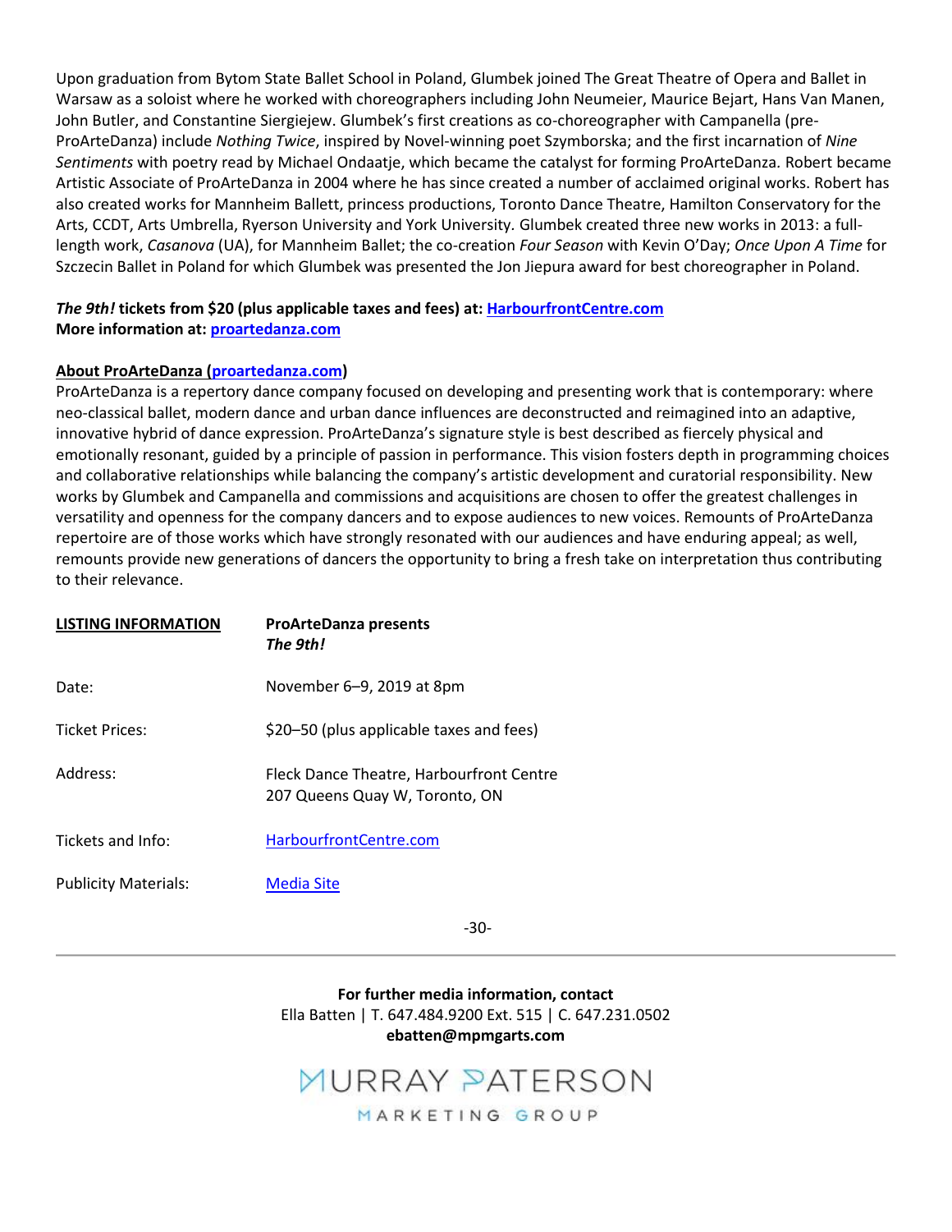Upon graduation from Bytom State Ballet School in Poland, Glumbek joined The Great Theatre of Opera and Ballet in Warsaw as a soloist where he worked with choreographers including John Neumeier, Maurice Bejart, Hans Van Manen, John Butler, and Constantine Siergiejew. Glumbek's first creations as co-choreographer with Campanella (pre-ProArteDanza) include *Nothing Twice*, inspired by Novel-winning poet Szymborska; and the first incarnation of *Nine Sentiments* with poetry read by Michael Ondaatje, which became the catalyst for forming ProArteDanza. Robert became Artistic Associate of ProArteDanza in 2004 where he has since created a number of acclaimed original works. Robert has also created works for Mannheim Ballett, princess productions, Toronto Dance Theatre, Hamilton Conservatory for the Arts, CCDT, Arts Umbrella, Ryerson University and York University. Glumbek created three new works in 2013: a full-length work, *Casanova* (UA), for Mannheim Ballet; the co-creation *Four Season* with Kevin O'Day; *Once Upon A Time* for Szczecin Ballet in Poland for which Glumbek was presented the Jon Jiepura award for best choreographer in Poland.

***The 9th!* tickets from $20 (plus applicable taxes and fees) at: [HarbourfrontCentre.com](HarbourfrontCentre.com)**
**More information at: [proartedanza.com](proartedanza.com)**

**About ProArteDanza ([proartedanza.com](proartedanza.com))**
ProArteDanza is a repertory dance company focused on developing and presenting work that is contemporary: where neo-classical ballet, modern dance and urban dance influences are deconstructed and reimagined into an adaptive, innovative hybrid of dance expression. ProArteDanza's signature style is best described as fiercely physical and emotionally resonant, guided by a principle of passion in performance. This vision fosters depth in programming choices and collaborative relationships while balancing the company's artistic development and curatorial responsibility. New works by Glumbek and Campanella and commissions and acquisitions are chosen to offer the greatest challenges in versatility and openness for the company dancers and to expose audiences to new voices. Remounts of ProArteDanza repertoire are of those works which have strongly resonated with our audiences and have enduring appeal; as well, remounts provide new generations of dancers the opportunity to bring a fresh take on interpretation thus contributing to their relevance.

| **LISTING INFORMATION** | **ProArteDanza presents** ***The 9th!*** |
|---|---|
| Date: | November 6–9, 2019 at 8pm |
| Ticket Prices: | $20–50 (plus applicable taxes and fees) |
| Address: | Fleck Dance Theatre, Harbourfront Centre 207 Queens Quay W, Toronto, ON |
| Tickets and Info: | [HarbourfrontCentre.com](HarbourfrontCentre.com) |
| Publicity Materials: | Media Site |

-30-

---

**For further media information, contact**
Ella Batten | T. 647.484.9200 Ext. 515 | C. 647.231.0502
**ebatten@mpmgarts.com**

MURRAY PATERSON
MARKETING GROUP